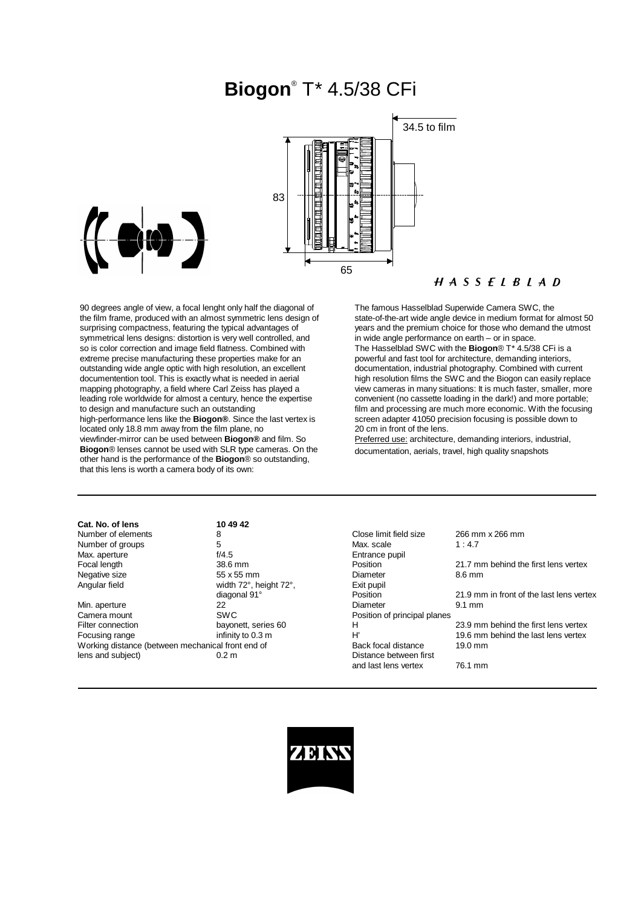# **Biogon**® T* 4.5/38 CFi

34.5 to film

83

65

*HASSELBLAD*

90 degrees angle of view, a focal lenght only half the diagonal of the film frame, produced with an almost symmetric lens design of surprising compactness, featuring the typical advantages of symmetrical lens designs: distortion is very well controlled, and so is color correction and image field flatness. Combined with extreme precise manufacturing these properties make for an outstanding wide angle optic with high resolution, an excellent documententation tool. This is exactly what is needed in aerial mapping photography, a field where Carl Zeiss has played a leading role worldwide for almost a century, hence the expertise to design and manufacture such an outstanding high-performance lens like the **Biogon®**. Since the last vertex is located only 18.8 mm away from the film plane, no viewfinder-mirror can be used between **Biogon®** and film. So **Biogon**® lenses cannot be used with SLR type cameras. On the other hand is the performance of the **Biogon**® so outstanding, that this lens is worth a camera body of its own:

The famous Hasselblad Superwide Camera SWC, the state-of-the-art wide angle device in medium format for almost 50 years and the premium choice for those who demand the utmost in wide angle performance on earth – or in space.
The Hasselblad SWC with the **Biogon**® T* 4.5/38 CFi is a powerful and fast tool for architecture, demanding interiors, documentation, industrial photography. Combined with current high resolution films the SWC and the Biogon can easily replace view cameras in many situations: It is much faster, smaller, more convenient (no cassette loading in the dark!) and more portable; film and processing are much more economic. With the focusing screen adapter 41050 precision focusing is possible down to 20 cm in front of the lens.
Preferred use: architecture, demanding interiors, industrial, documentation, aerials, travel, high quality snapshots

| **Cat. No. of lens** | **10 49 42** |
|---|---|
| Number of elements | 8 |
| Number of groups | 5 |
| Max. aperture | f/4.5 |
| Focal length | 38.6 mm |
| Negative size | 55 x 55 mm |
| Angular field | width 72°, height 72°, diagonal 91° |
| Min. aperture | 22 |
| Camera mount | SWC |
| Filter connection | bayonett, series 60 |
| Focusing range | infinity to 0.3 m |
| Working distance (between mechanical front end of lens and subject) | 0.2 m |

| | |
|---|---|
| Close limit field size | 266 mm x 266 mm |
| Max. scale | 1 : 4.7 |
| Entrance pupil | |
| Position | 21.7 mm behind the first lens vertex |
| Diameter | 8.6 mm |
| Exit pupil | |
| Position | 21.9 mm in front of the last lens vertex |
| Diameter | 9.1 mm |
| Position of principal planes | |
| H | 23.9 mm behind the first lens vertex |
| H' | 19.6 mm behind the last lens vertex |
| Back focal distance | 19.0 mm |
| Distance between first and last lens vertex | 76.1 mm |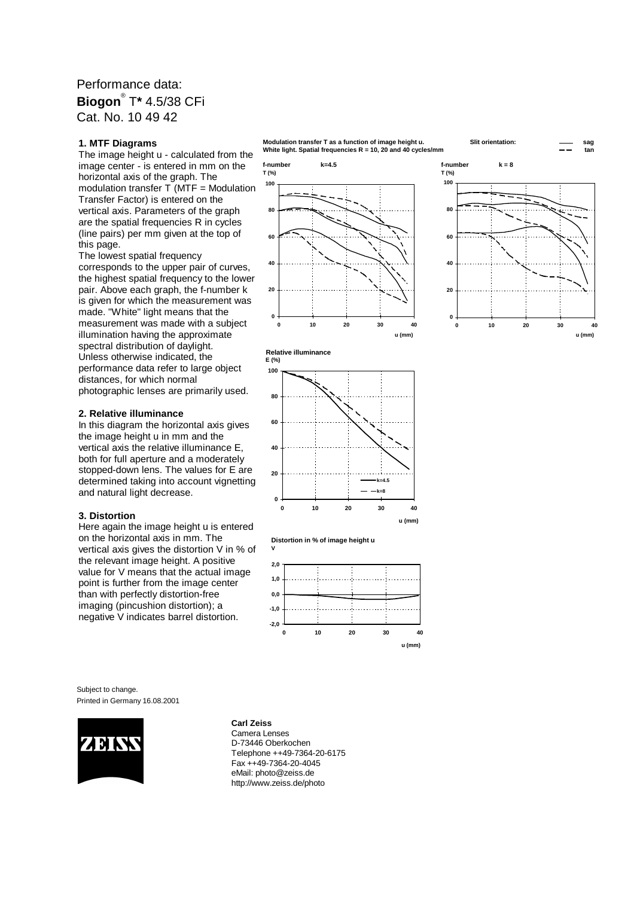Performance data:

**Biogon**® T* 4.5/38 CFi

Cat. No. 10 49 42

### 1. MTF Diagrams

The image height u - calculated from the image center - is entered in mm on the horizontal axis of the graph. The modulation transfer T (MTF = Modulation Transfer Factor) is entered on the vertical axis. Parameters of the graph are the spatial frequencies R in cycles (line pairs) per mm given at the top of this page.

The lowest spatial frequency corresponds to the upper pair of curves, the highest spatial frequency to the lower pair. Above each graph, the f-number k is given for which the measurement was made. "White" light means that the measurement was made with a subject illumination having the approximate spectral distribution of daylight.

Unless otherwise indicated, the performance data refer to large object distances, for which normal photographic lenses are primarily used.

### 2. Relative illuminance

In this diagram the horizontal axis gives the image height u in mm and the vertical axis the relative illuminance E, both for full aperture and a moderately stopped-down lens. The values for E are determined taking into account vignetting and natural light decrease.

### 3. Distortion

Here again the image height u is entered on the horizontal axis in mm. The vertical axis gives the distortion V in % of the relevant image height. A positive value for V means that the actual image point is further from the image center than with perfectly distortion-free imaging (pincushion distortion); a negative V indicates barrel distortion.

**Modulation transfer T as a function of image height u.**
**White light. Spatial frequencies R = 10, 20 and 40 cycles/mm**

**Slit orientation:** sag / tan

**f-number** k=4.5
T (%)
100
80
60
40
20
0
0 10 20 30 40
u (mm)

**f-number** k = 8
T (%)
100
80
60
40
20
0
0 10 20 30 40
u (mm)

**Relative illuminance**
E (%)
100
80
60
40
20
0
0 10 20 30 40
u (mm)
k=4.5
k=8

**Distortion in % of image height u**
V
2,0
1,0
0,0
-1,0
-2,0
0 10 20 30 40
u (mm)

Subject to change.
Printed in Germany 16.08.2001

**Carl Zeiss**
Camera Lenses
D-73446 Oberkochen
Telephone ++49-7364-20-6175
Fax ++49-7364-20-4045
eMail: photo@zeiss.de
http://www.zeiss.de/photo